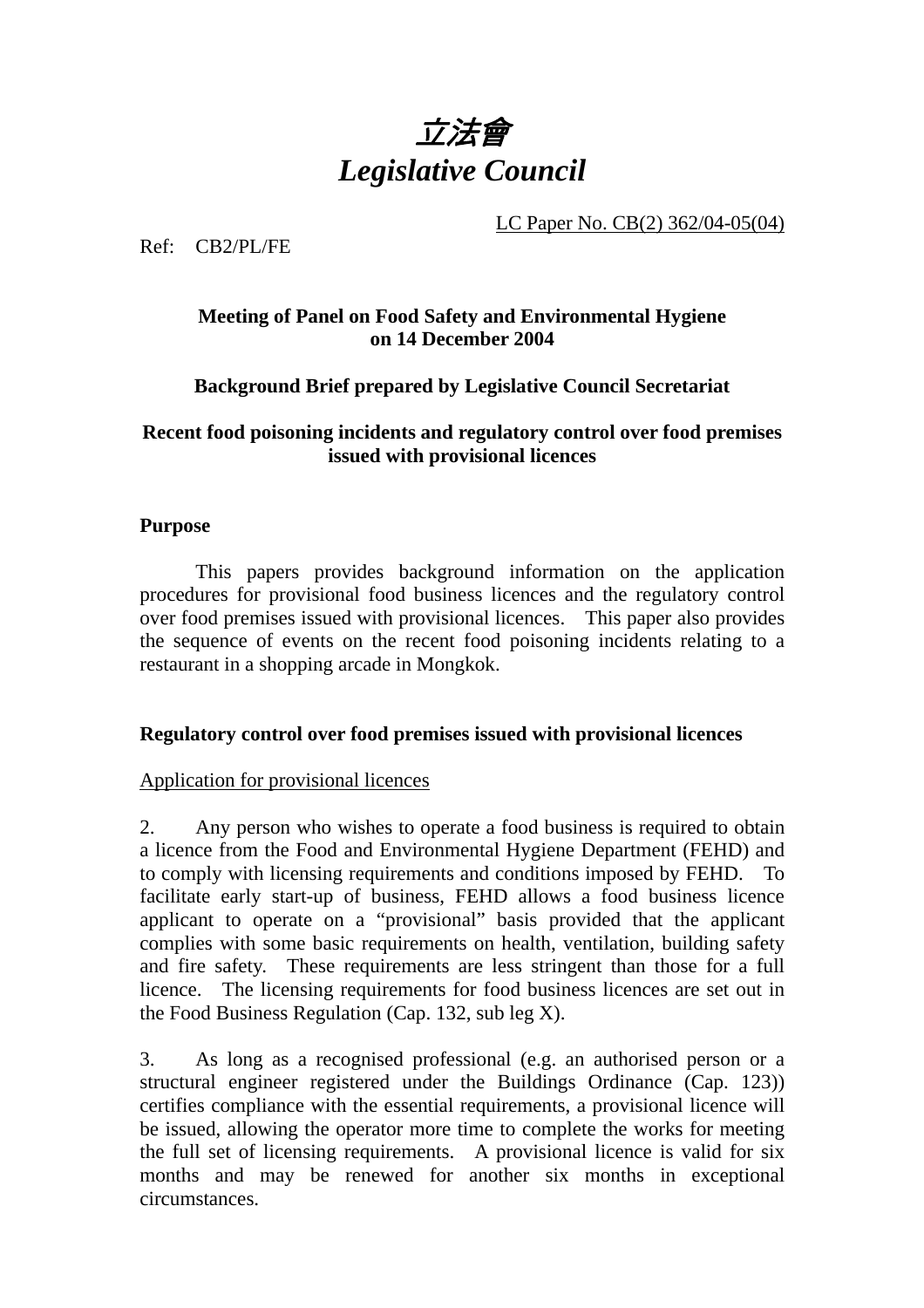# *立法會*
# *Legislative Council*

LC Paper No. CB(2) 362/04-05(04)

Ref: CB2/PL/FE

**Meeting of Panel on Food Safety and Environmental Hygiene on 14 December 2004**

**Background Brief prepared by Legislative Council Secretariat**

**Recent food poisoning incidents and regulatory control over food premises issued with provisional licences**

## Purpose

This papers provides background information on the application procedures for provisional food business licences and the regulatory control over food premises issued with provisional licences. This paper also provides the sequence of events on the recent food poisoning incidents relating to a restaurant in a shopping arcade in Mongkok.

## Regulatory control over food premises issued with provisional licences

Application for provisional licences

2. Any person who wishes to operate a food business is required to obtain a licence from the Food and Environmental Hygiene Department (FEHD) and to comply with licensing requirements and conditions imposed by FEHD. To facilitate early start-up of business, FEHD allows a food business licence applicant to operate on a "provisional" basis provided that the applicant complies with some basic requirements on health, ventilation, building safety and fire safety. These requirements are less stringent than those for a full licence. The licensing requirements for food business licences are set out in the Food Business Regulation (Cap. 132, sub leg X).

3. As long as a recognised professional (e.g. an authorised person or a structural engineer registered under the Buildings Ordinance (Cap. 123)) certifies compliance with the essential requirements, a provisional licence will be issued, allowing the operator more time to complete the works for meeting the full set of licensing requirements. A provisional licence is valid for six months and may be renewed for another six months in exceptional circumstances.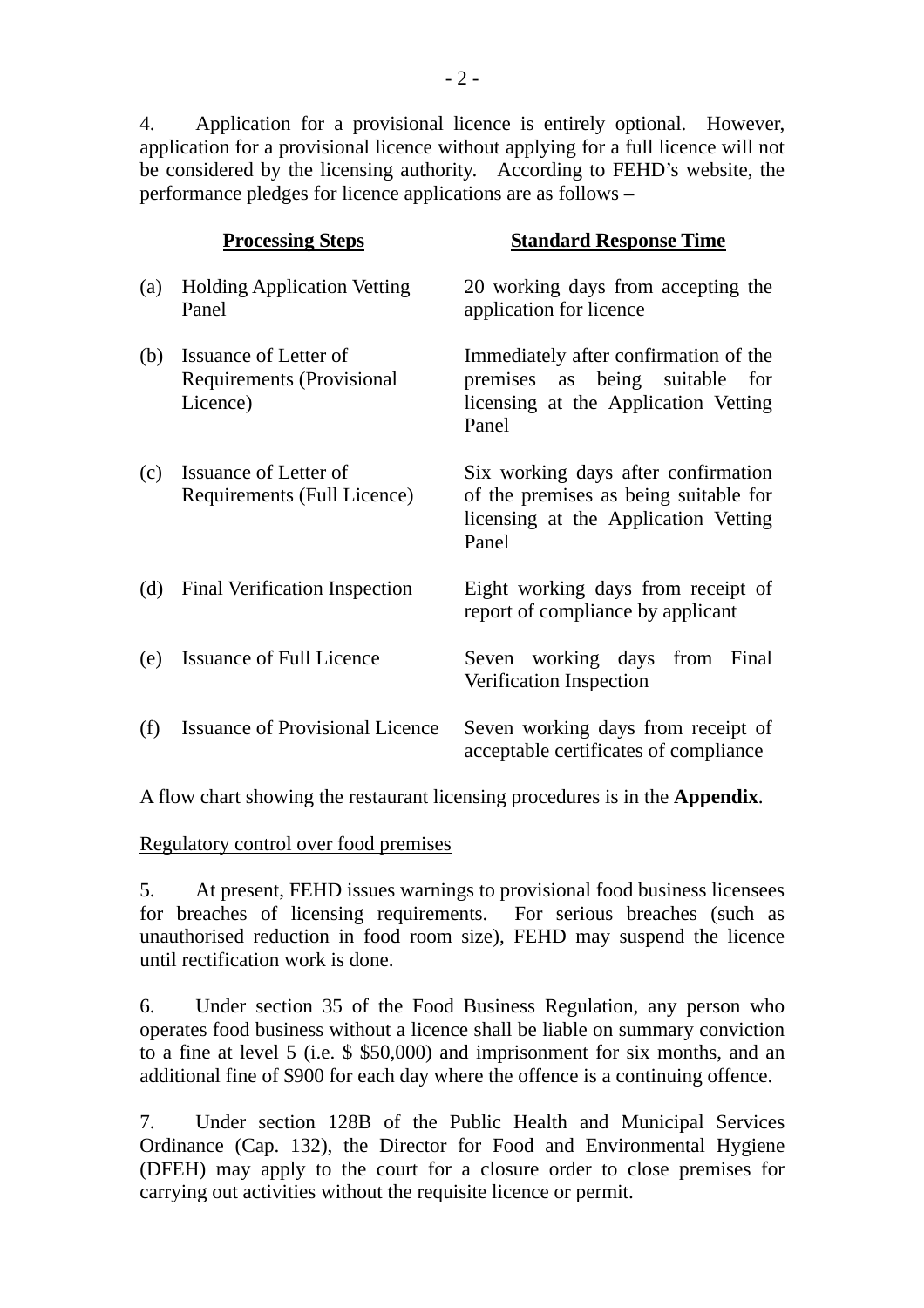4. Application for a provisional licence is entirely optional. However, application for a provisional licence without applying for a full licence will not be considered by the licensing authority. According to FEHD's website, the performance pledges for licence applications are as follows –

| | Processing Steps | Standard Response Time |
|---|---|---|
| (a) | Holding Application Vetting Panel | 20 working days from accepting the application for licence |
| (b) | Issuance of Letter of Requirements (Provisional Licence) | Immediately after confirmation of the premises as being suitable for licensing at the Application Vetting Panel |
| (c) | Issuance of Letter of Requirements (Full Licence) | Six working days after confirmation of the premises as being suitable for licensing at the Application Vetting Panel |
| (d) | Final Verification Inspection | Eight working days from receipt of report of compliance by applicant |
| (e) | Issuance of Full Licence | Seven working days from Final Verification Inspection |
| (f) | Issuance of Provisional Licence | Seven working days from receipt of acceptable certificates of compliance |

A flow chart showing the restaurant licensing procedures is in the **Appendix**.

Regulatory control over food premises

5. At present, FEHD issues warnings to provisional food business licensees for breaches of licensing requirements. For serious breaches (such as unauthorised reduction in food room size), FEHD may suspend the licence until rectification work is done.

6. Under section 35 of the Food Business Regulation, any person who operates food business without a licence shall be liable on summary conviction to a fine at level 5 (i.e. $ $50,000) and imprisonment for six months, and an additional fine of $900 for each day where the offence is a continuing offence.

7. Under section 128B of the Public Health and Municipal Services Ordinance (Cap. 132), the Director for Food and Environmental Hygiene (DFEH) may apply to the court for a closure order to close premises for carrying out activities without the requisite licence or permit.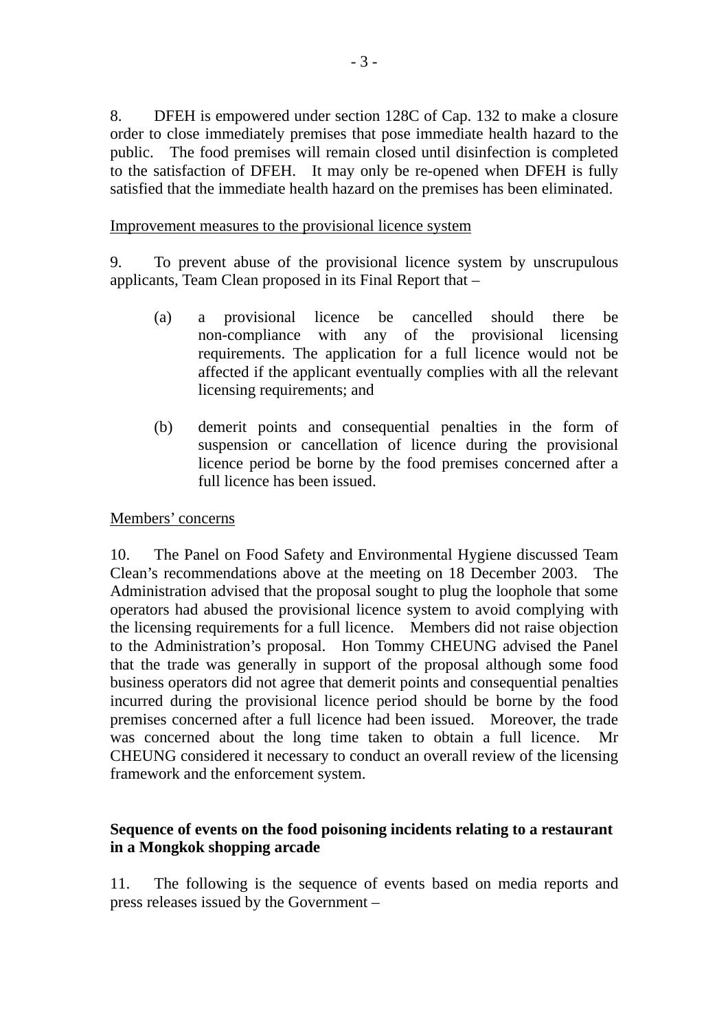8. DFEH is empowered under section 128C of Cap. 132 to make a closure order to close immediately premises that pose immediate health hazard to the public. The food premises will remain closed until disinfection is completed to the satisfaction of DFEH. It may only be re-opened when DFEH is fully satisfied that the immediate health hazard on the premises has been eliminated.

<u>Improvement measures to the provisional licence system</u>

9. To prevent abuse of the provisional licence system by unscrupulous applicants, Team Clean proposed in its Final Report that –

(a) a provisional licence be cancelled should there be non-compliance with any of the provisional licensing requirements. The application for a full licence would not be affected if the applicant eventually complies with all the relevant licensing requirements; and

(b) demerit points and consequential penalties in the form of suspension or cancellation of licence during the provisional licence period be borne by the food premises concerned after a full licence has been issued.

<u>Members' concerns</u>

10. The Panel on Food Safety and Environmental Hygiene discussed Team Clean's recommendations above at the meeting on 18 December 2003. The Administration advised that the proposal sought to plug the loophole that some operators had abused the provisional licence system to avoid complying with the licensing requirements for a full licence. Members did not raise objection to the Administration's proposal. Hon Tommy CHEUNG advised the Panel that the trade was generally in support of the proposal although some food business operators did not agree that demerit points and consequential penalties incurred during the provisional licence period should be borne by the food premises concerned after a full licence had been issued. Moreover, the trade was concerned about the long time taken to obtain a full licence. Mr CHEUNG considered it necessary to conduct an overall review of the licensing framework and the enforcement system.

**Sequence of events on the food poisoning incidents relating to a restaurant in a Mongkok shopping arcade**

11. The following is the sequence of events based on media reports and press releases issued by the Government –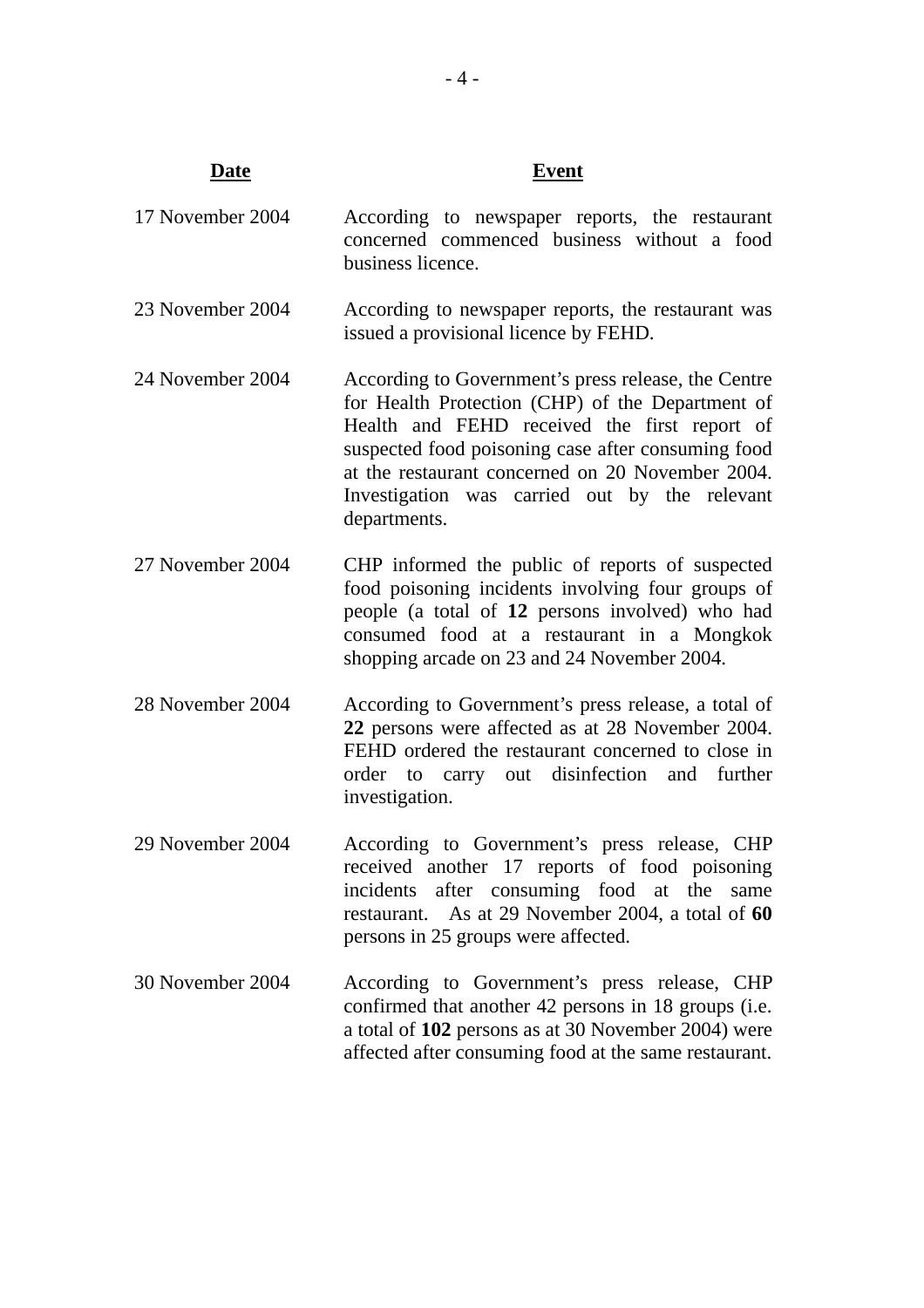| Date | Event |
|---|---|
| 17 November 2004 | According to newspaper reports, the restaurant concerned commenced business without a food business licence. |
| 23 November 2004 | According to newspaper reports, the restaurant was issued a provisional licence by FEHD. |
| 24 November 2004 | According to Government's press release, the Centre for Health Protection (CHP) of the Department of Health and FEHD received the first report of suspected food poisoning case after consuming food at the restaurant concerned on 20 November 2004. Investigation was carried out by the relevant departments. |
| 27 November 2004 | CHP informed the public of reports of suspected food poisoning incidents involving four groups of people (a total of **12** persons involved) who had consumed food at a restaurant in a Mongkok shopping arcade on 23 and 24 November 2004. |
| 28 November 2004 | According to Government's press release, a total of **22** persons were affected as at 28 November 2004. FEHD ordered the restaurant concerned to close in order to carry out disinfection and further investigation. |
| 29 November 2004 | According to Government's press release, CHP received another 17 reports of food poisoning incidents after consuming food at the same restaurant. As at 29 November 2004, a total of **60** persons in 25 groups were affected. |
| 30 November 2004 | According to Government's press release, CHP confirmed that another 42 persons in 18 groups (i.e. a total of **102** persons as at 30 November 2004) were affected after consuming food at the same restaurant. |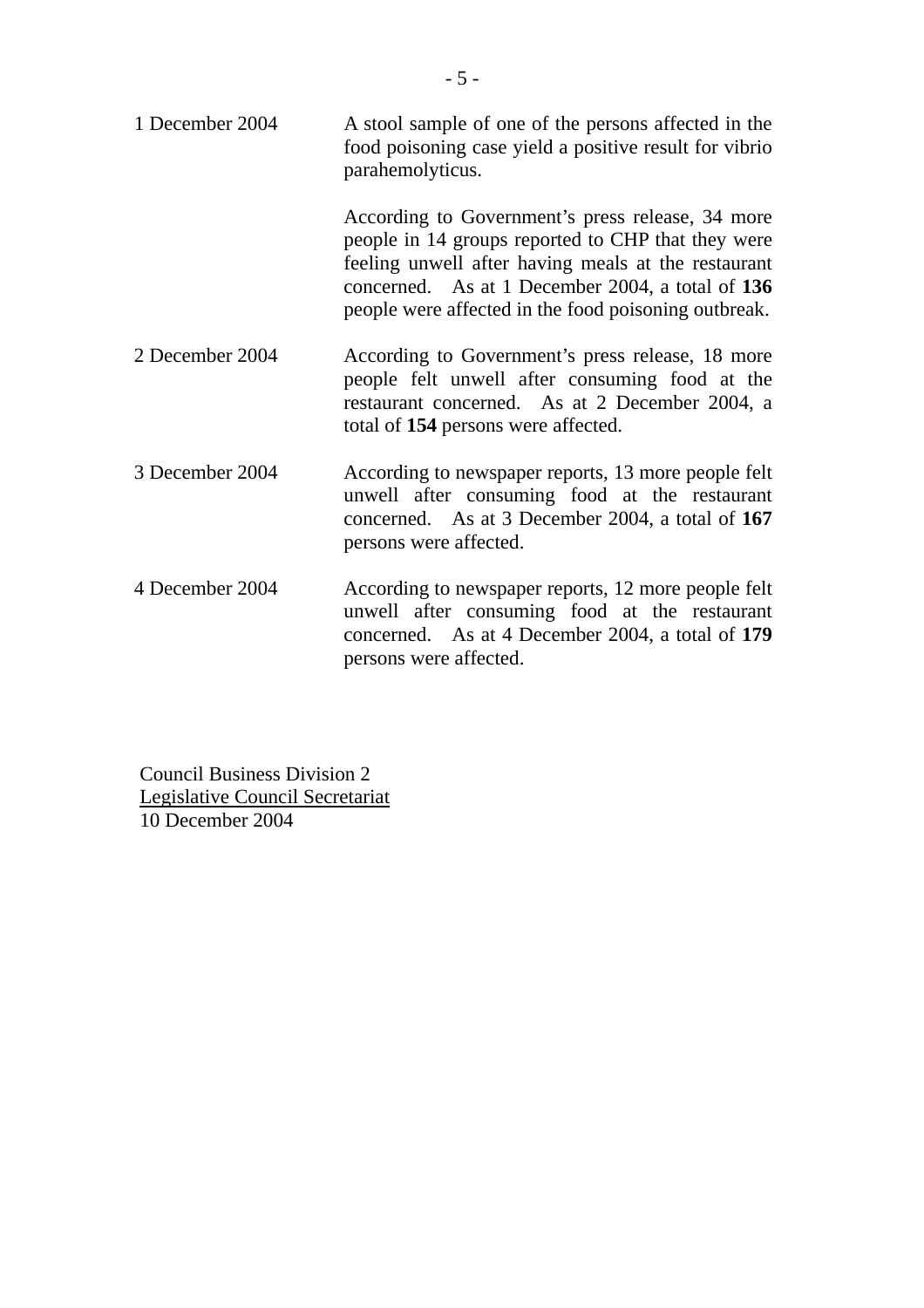| | |
|---|---|
| 1 December 2004 | A stool sample of one of the persons affected in the food poisoning case yield a positive result for vibrio parahemolyticus. |
| | According to Government's press release, 34 more people in 14 groups reported to CHP that they were feeling unwell after having meals at the restaurant concerned. As at 1 December 2004, a total of **136** people were affected in the food poisoning outbreak. |
| 2 December 2004 | According to Government's press release, 18 more people felt unwell after consuming food at the restaurant concerned. As at 2 December 2004, a total of **154** persons were affected. |
| 3 December 2004 | According to newspaper reports, 13 more people felt unwell after consuming food at the restaurant concerned. As at 3 December 2004, a total of **167** persons were affected. |
| 4 December 2004 | According to newspaper reports, 12 more people felt unwell after consuming food at the restaurant concerned. As at 4 December 2004, a total of **179** persons were affected. |

Council Business Division 2
Legislative Council Secretariat
10 December 2004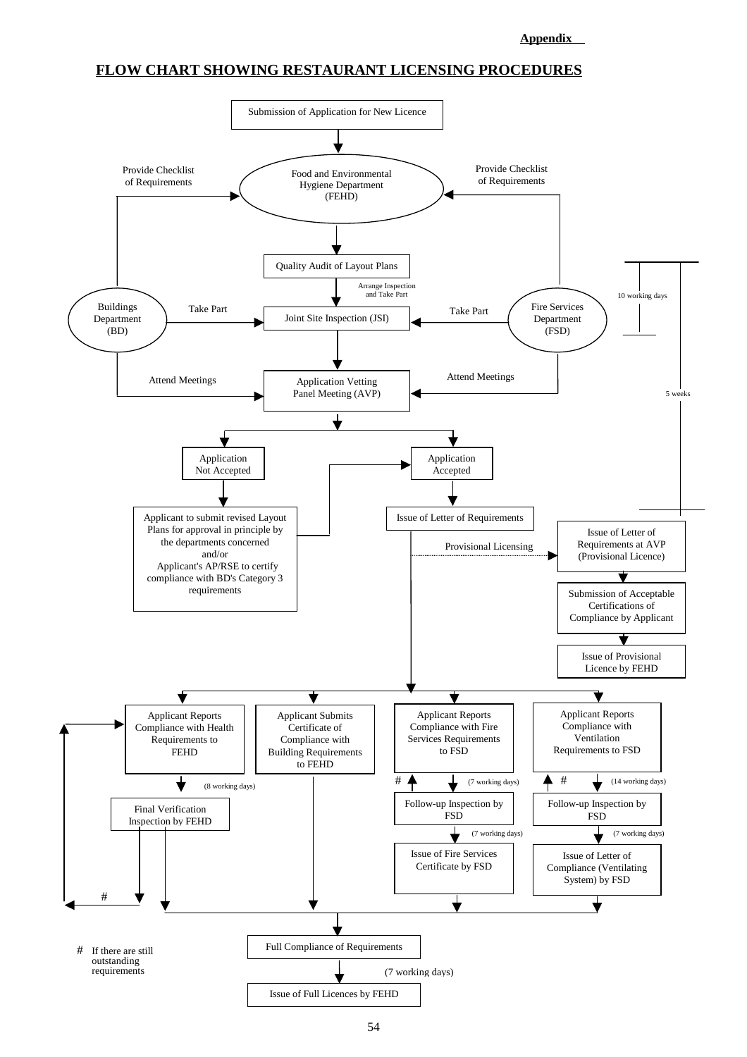**Appendix**

## FLOW CHART SHOWING RESTAURANT LICENSING PROCEDURES

Submission of Application for New Licence

Food and Environmental Hygiene Department (FEHD)

Provide Checklist of Requirements

Provide Checklist of Requirements

Quality Audit of Layout Plans

Arrange Inspection and Take Part

Buildings Department (BD)

Take Part

Joint Site Inspection (JSI)

Take Part

Fire Services Department (FSD)

10 working days

Attend Meetings

Application Vetting Panel Meeting (AVP)

Attend Meetings

5 weeks

Application Not Accepted

Application Accepted

Applicant to submit revised Layout Plans for approval in principle by the departments concerned and/or Applicant's AP/RSE to certify compliance with BD's Category 3 requirements

Issue of Letter of Requirements

Provisional Licensing

Issue of Letter of Requirements at AVP (Provisional Licence)

Submission of Acceptable Certifications of Compliance by Applicant

Issue of Provisional Licence by FEHD

Applicant Reports Compliance with Health Requirements to FEHD

(8 working days)

Final Verification Inspection by FEHD

Applicant Submits Certificate of Compliance with Building Requirements to FEHD

Applicant Reports Compliance with Fire Services Requirements to FSD

(7 working days)

Follow-up Inspection by FSD

(7 working days)

Issue of Fire Services Certificate by FSD

Applicant Reports Compliance with Ventilation Requirements to FSD

(14 working days)

Follow-up Inspection by FSD

(7 working days)

Issue of Letter of Compliance (Ventilating System) by FSD

Full Compliance of Requirements

(7 working days)

Issue of Full Licences by FEHD

\# If there are still outstanding requirements